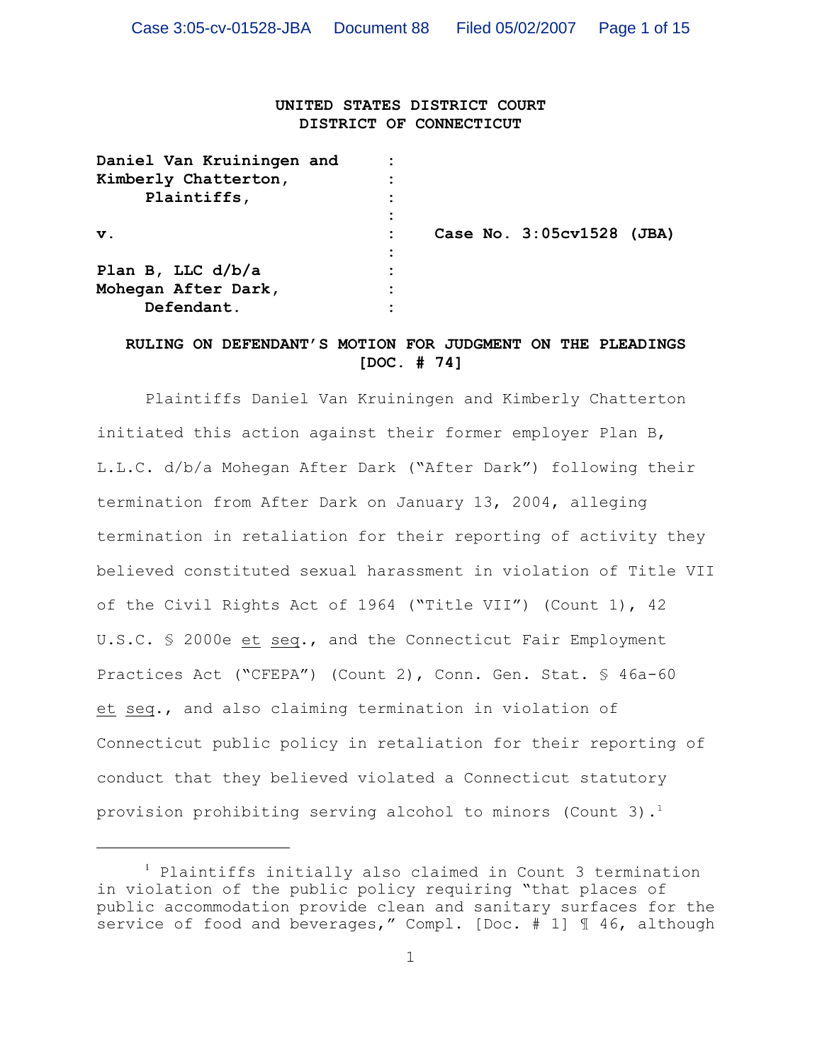**UNITED STATES DISTRICT COURT**
**DISTRICT OF CONNECTICUT**

| | | |
|---|---|---|
| **Daniel Van Kruiningen and Kimberly Chatterton, Plaintiffs,** | : | |
| **v.** | : | **Case No. 3:05cv1528 (JBA)** |
| **Plan B, LLC d/b/a Mohegan After Dark, Defendant.** | : | |

**RULING ON DEFENDANT'S MOTION FOR JUDGMENT ON THE PLEADINGS [DOC. # 74]**

Plaintiffs Daniel Van Kruiningen and Kimberly Chatterton initiated this action against their former employer Plan B, L.L.C. d/b/a Mohegan After Dark ("After Dark") following their termination from After Dark on January 13, 2004, alleging termination in retaliation for their reporting of activity they believed constituted sexual harassment in violation of Title VII of the Civil Rights Act of 1964 ("Title VII") (Count 1), 42 U.S.C. § 2000e et seq., and the Connecticut Fair Employment Practices Act ("CFEPA") (Count 2), Conn. Gen. Stat. § 46a-60 et seq., and also claiming termination in violation of Connecticut public policy in retaliation for their reporting of conduct that they believed violated a Connecticut statutory provision prohibiting serving alcohol to minors (Count 3).[1]

[1] Plaintiffs initially also claimed in Count 3 termination in violation of the public policy requiring "that places of public accommodation provide clean and sanitary surfaces for the service of food and beverages," Compl. [Doc. # 1] ¶ 46, although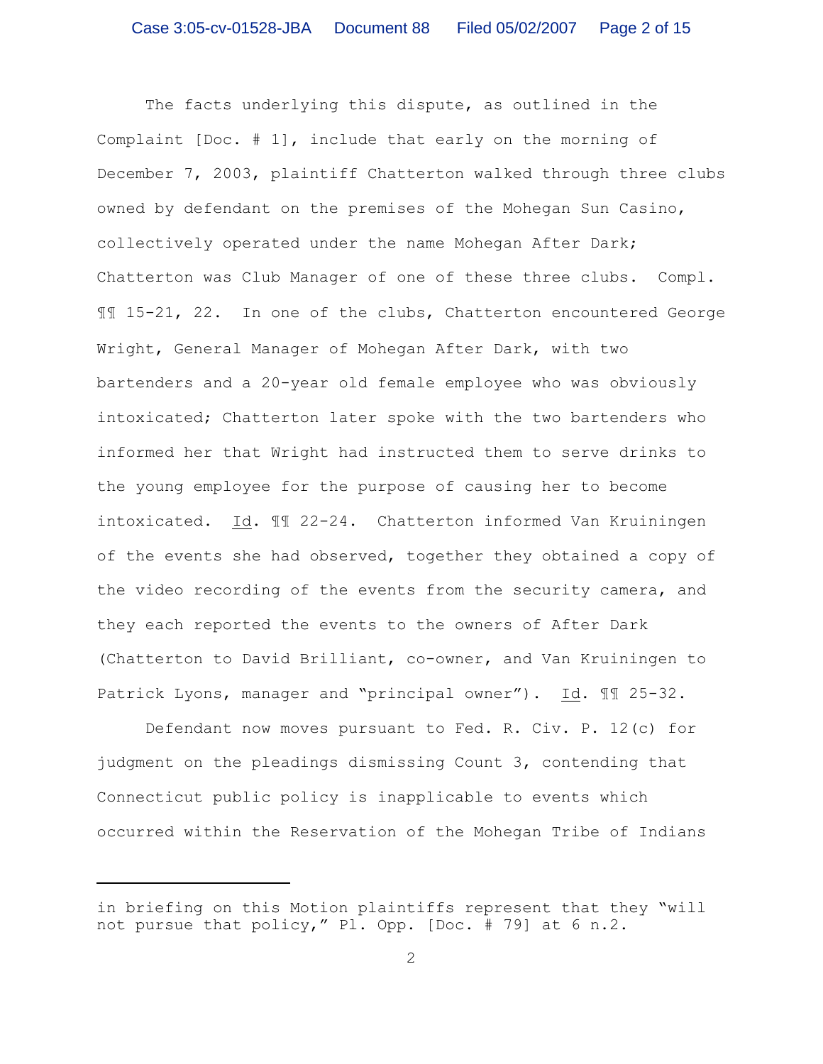The facts underlying this dispute, as outlined in the Complaint [Doc. # 1], include that early on the morning of December 7, 2003, plaintiff Chatterton walked through three clubs owned by defendant on the premises of the Mohegan Sun Casino, collectively operated under the name Mohegan After Dark; Chatterton was Club Manager of one of these three clubs. Compl. ¶¶ 15-21, 22. In one of the clubs, Chatterton encountered George Wright, General Manager of Mohegan After Dark, with two bartenders and a 20-year old female employee who was obviously intoxicated; Chatterton later spoke with the two bartenders who informed her that Wright had instructed them to serve drinks to the young employee for the purpose of causing her to become intoxicated. Id. ¶¶ 22-24. Chatterton informed Van Kruiningen of the events she had observed, together they obtained a copy of the video recording of the events from the security camera, and they each reported the events to the owners of After Dark (Chatterton to David Brilliant, co-owner, and Van Kruiningen to Patrick Lyons, manager and "principal owner"). Id. ¶¶ 25-32.

Defendant now moves pursuant to Fed. R. Civ. P. 12(c) for judgment on the pleadings dismissing Count 3, contending that Connecticut public policy is inapplicable to events which occurred within the Reservation of the Mohegan Tribe of Indians

---

in briefing on this Motion plaintiffs represent that they "will not pursue that policy," Pl. Opp. [Doc. # 79] at 6 n.2.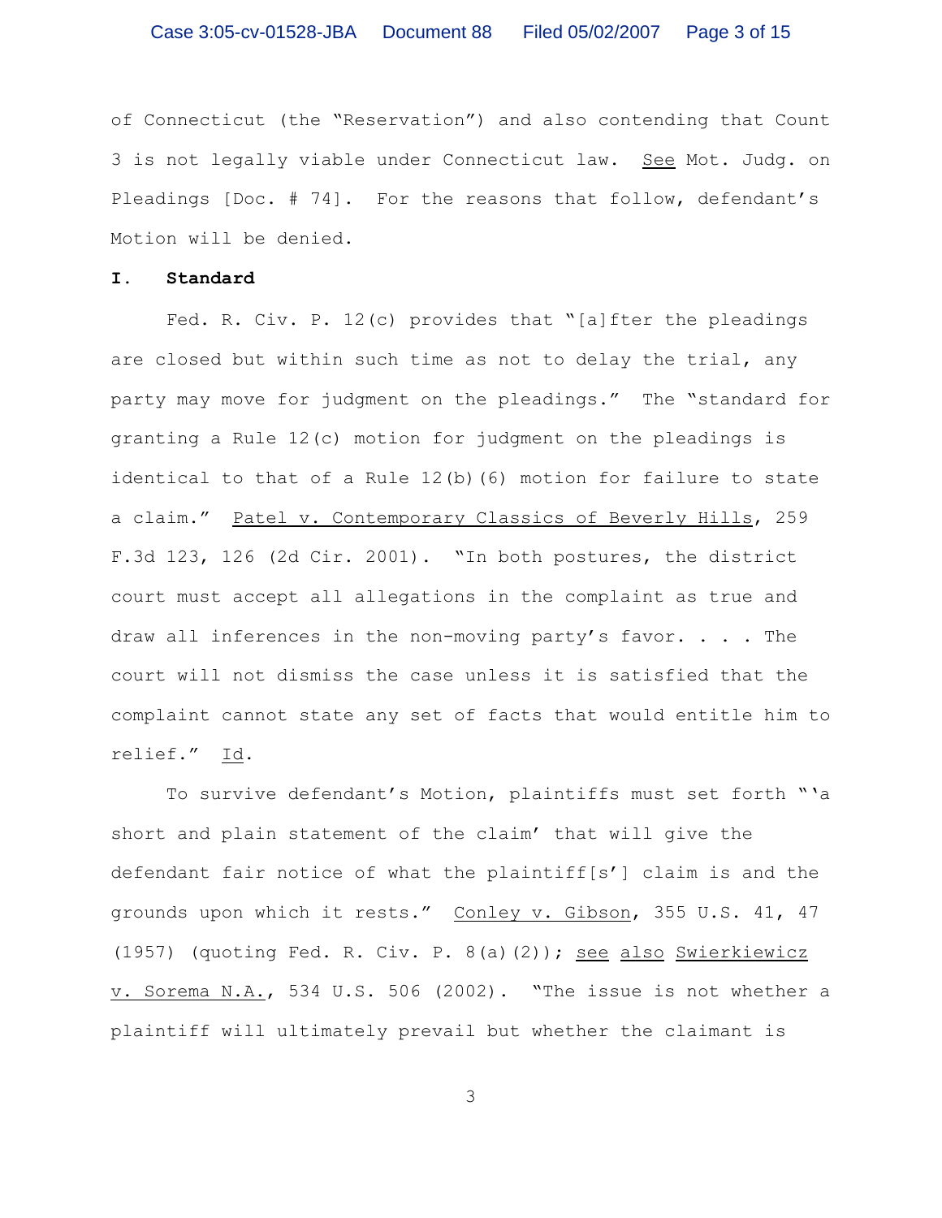of Connecticut (the "Reservation") and also contending that Count 3 is not legally viable under Connecticut law. See Mot. Judg. on Pleadings [Doc. # 74]. For the reasons that follow, defendant's Motion will be denied.

## I. Standard

Fed. R. Civ. P. 12(c) provides that "[a]fter the pleadings are closed but within such time as not to delay the trial, any party may move for judgment on the pleadings." The "standard for granting a Rule 12(c) motion for judgment on the pleadings is identical to that of a Rule 12(b)(6) motion for failure to state a claim." Patel v. Contemporary Classics of Beverly Hills, 259 F.3d 123, 126 (2d Cir. 2001). "In both postures, the district court must accept all allegations in the complaint as true and draw all inferences in the non-moving party's favor. . . . The court will not dismiss the case unless it is satisfied that the complaint cannot state any set of facts that would entitle him to relief." Id.

To survive defendant's Motion, plaintiffs must set forth "'a short and plain statement of the claim' that will give the defendant fair notice of what the plaintiff[s'] claim is and the grounds upon which it rests." Conley v. Gibson, 355 U.S. 41, 47 (1957) (quoting Fed. R. Civ. P. 8(a)(2)); see also Swierkiewicz v. Sorema N.A., 534 U.S. 506 (2002). "The issue is not whether a plaintiff will ultimately prevail but whether the claimant is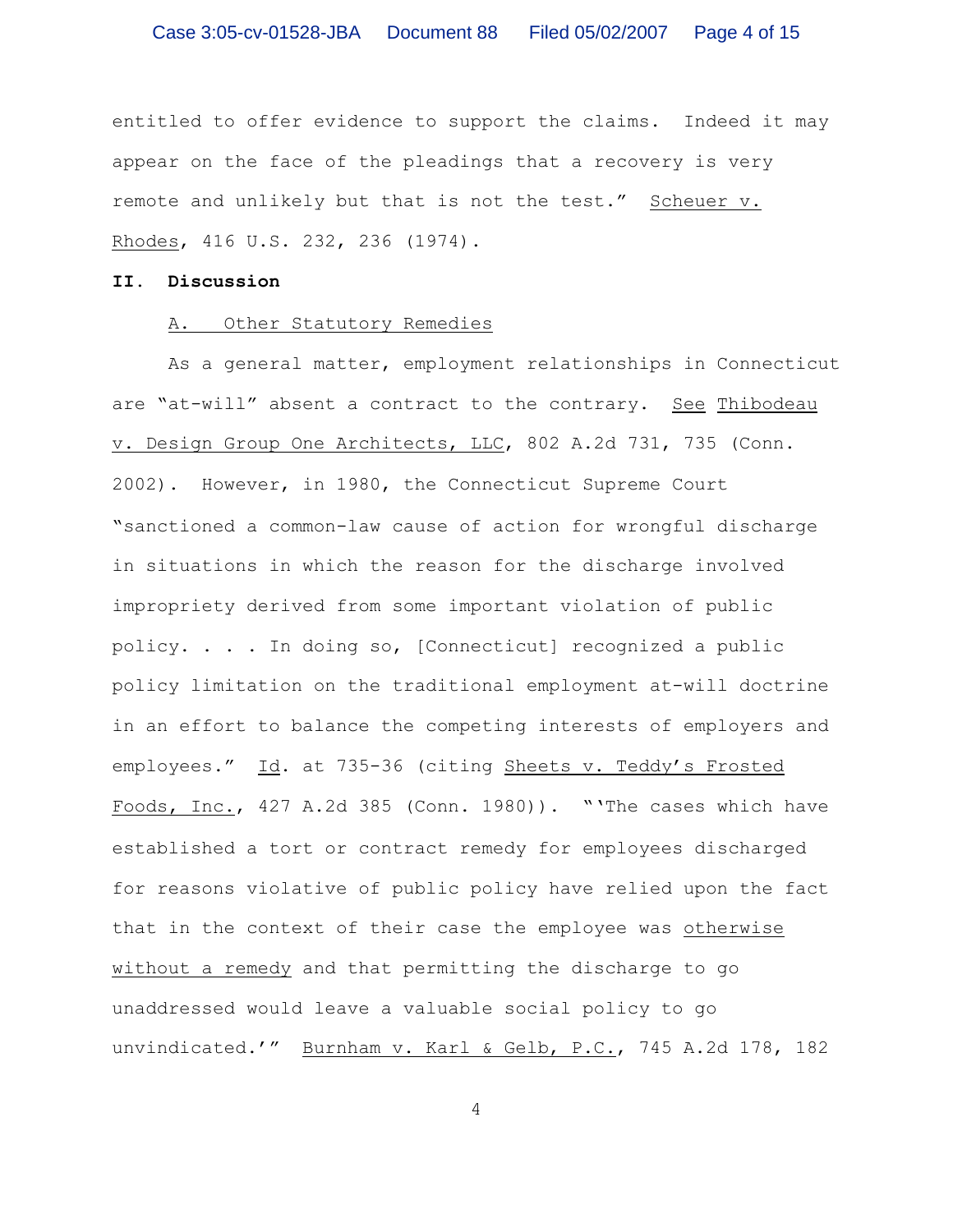entitled to offer evidence to support the claims. Indeed it may appear on the face of the pleadings that a recovery is very remote and unlikely but that is not the test." Scheuer v. Rhodes, 416 U.S. 232, 236 (1974).

## II. Discussion

### A. Other Statutory Remedies

As a general matter, employment relationships in Connecticut are "at-will" absent a contract to the contrary. See Thibodeau v. Design Group One Architects, LLC, 802 A.2d 731, 735 (Conn. 2002). However, in 1980, the Connecticut Supreme Court "sanctioned a common-law cause of action for wrongful discharge in situations in which the reason for the discharge involved impropriety derived from some important violation of public policy. . . . In doing so, [Connecticut] recognized a public policy limitation on the traditional employment at-will doctrine in an effort to balance the competing interests of employers and employees." Id. at 735-36 (citing Sheets v. Teddy's Frosted Foods, Inc., 427 A.2d 385 (Conn. 1980)). "'The cases which have established a tort or contract remedy for employees discharged for reasons violative of public policy have relied upon the fact that in the context of their case the employee was otherwise without a remedy and that permitting the discharge to go unaddressed would leave a valuable social policy to go unvindicated.'" Burnham v. Karl & Gelb, P.C., 745 A.2d 178, 182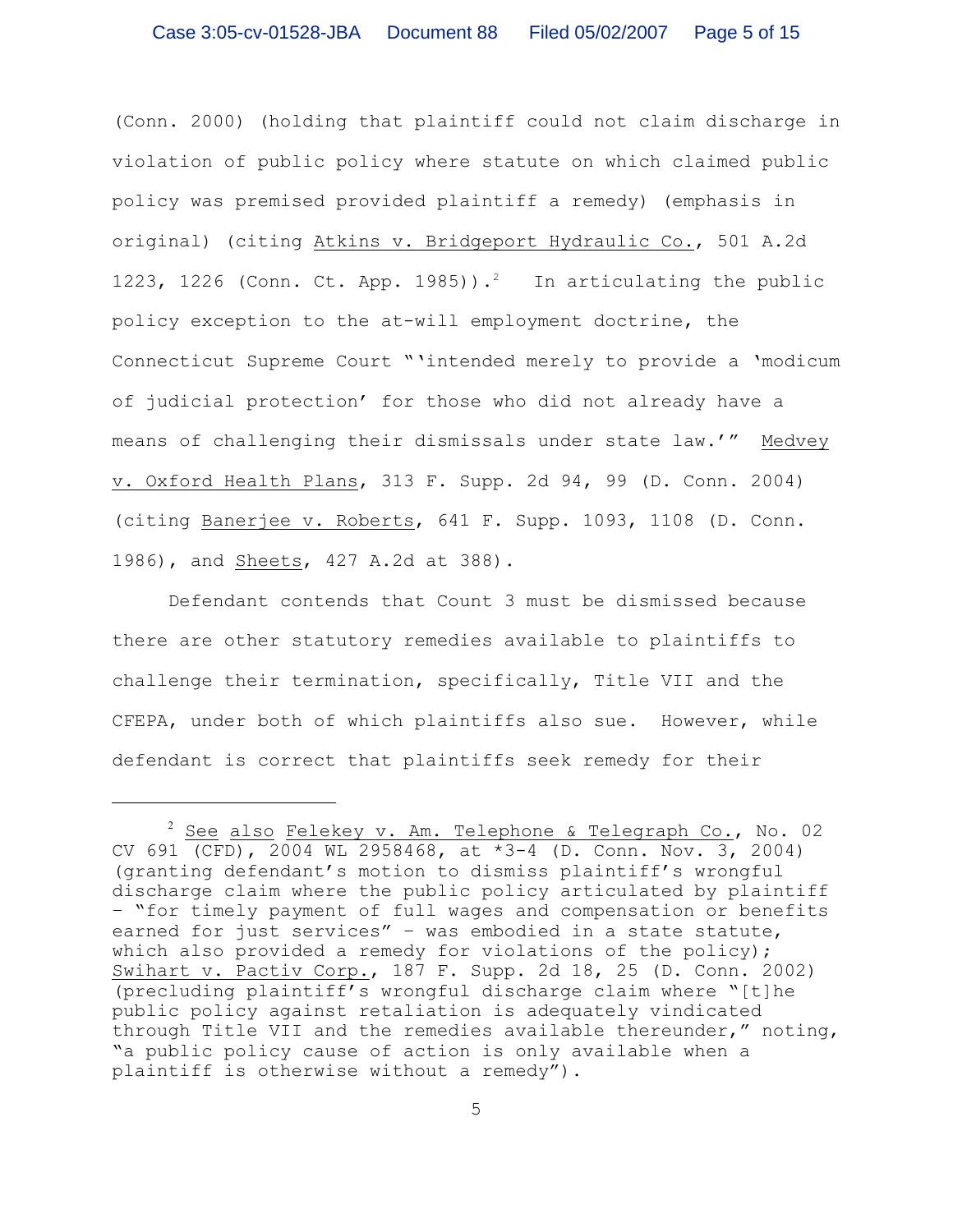(Conn. 2000) (holding that plaintiff could not claim discharge in violation of public policy where statute on which claimed public policy was premised provided plaintiff a remedy) (emphasis in original) (citing Atkins v. Bridgeport Hydraulic Co., 501 A.2d 1223, 1226 (Conn. Ct. App. 1985)).[2] In articulating the public policy exception to the at-will employment doctrine, the Connecticut Supreme Court "'intended merely to provide a 'modicum of judicial protection' for those who did not already have a means of challenging their dismissals under state law.'" Medvey v. Oxford Health Plans, 313 F. Supp. 2d 94, 99 (D. Conn. 2004) (citing Banerjee v. Roberts, 641 F. Supp. 1093, 1108 (D. Conn. 1986), and Sheets, 427 A.2d at 388).

Defendant contends that Count 3 must be dismissed because there are other statutory remedies available to plaintiffs to challenge their termination, specifically, Title VII and the CFEPA, under both of which plaintiffs also sue. However, while defendant is correct that plaintiffs seek remedy for their

---

[2] See also Felekey v. Am. Telephone & Telegraph Co., No. 02 CV 691 (CFD), 2004 WL 2958468, at *3-4 (D. Conn. Nov. 3, 2004) (granting defendant's motion to dismiss plaintiff's wrongful discharge claim where the public policy articulated by plaintiff – "for timely payment of full wages and compensation or benefits earned for just services" – was embodied in a state statute, which also provided a remedy for violations of the policy); Swihart v. Pactiv Corp., 187 F. Supp. 2d 18, 25 (D. Conn. 2002) (precluding plaintiff's wrongful discharge claim where "[t]he public policy against retaliation is adequately vindicated through Title VII and the remedies available thereunder," noting, "a public policy cause of action is only available when a plaintiff is otherwise without a remedy").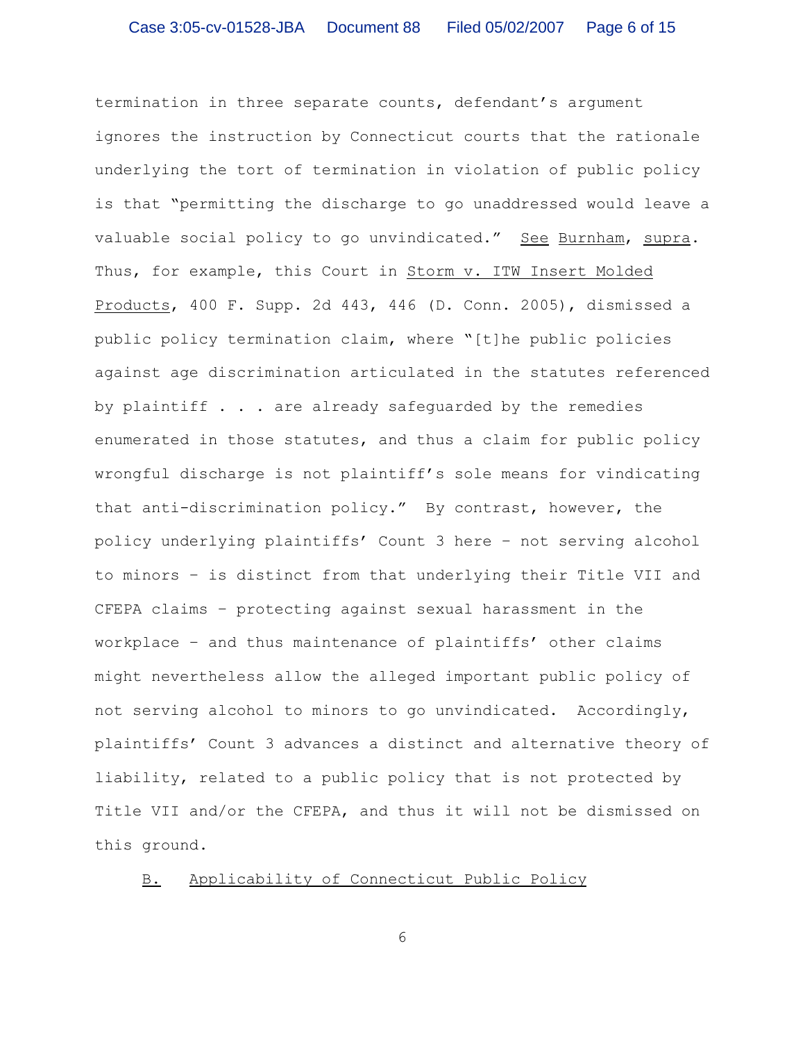termination in three separate counts, defendant's argument ignores the instruction by Connecticut courts that the rationale underlying the tort of termination in violation of public policy is that "permitting the discharge to go unaddressed would leave a valuable social policy to go unvindicated." See Burnham, supra. Thus, for example, this Court in Storm v. ITW Insert Molded Products, 400 F. Supp. 2d 443, 446 (D. Conn. 2005), dismissed a public policy termination claim, where "[t]he public policies against age discrimination articulated in the statutes referenced by plaintiff . . . are already safeguarded by the remedies enumerated in those statutes, and thus a claim for public policy wrongful discharge is not plaintiff's sole means for vindicating that anti-discrimination policy." By contrast, however, the policy underlying plaintiffs' Count 3 here – not serving alcohol to minors – is distinct from that underlying their Title VII and CFEPA claims – protecting against sexual harassment in the workplace – and thus maintenance of plaintiffs' other claims might nevertheless allow the alleged important public policy of not serving alcohol to minors to go unvindicated. Accordingly, plaintiffs' Count 3 advances a distinct and alternative theory of liability, related to a public policy that is not protected by Title VII and/or the CFEPA, and thus it will not be dismissed on this ground.

## B. Applicability of Connecticut Public Policy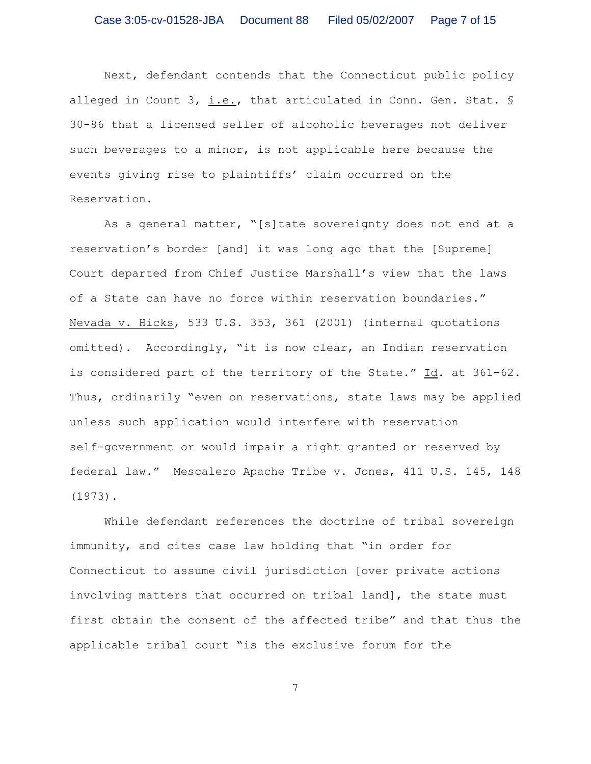Next, defendant contends that the Connecticut public policy alleged in Count 3, _i.e._, that articulated in Conn. Gen. Stat. § 30-86 that a licensed seller of alcoholic beverages not deliver such beverages to a minor, is not applicable here because the events giving rise to plaintiffs' claim occurred on the Reservation.

As a general matter, "[s]tate sovereignty does not end at a reservation's border [and] it was long ago that the [Supreme] Court departed from Chief Justice Marshall's view that the laws of a State can have no force within reservation boundaries." _Nevada v. Hicks_, 533 U.S. 353, 361 (2001) (internal quotations omitted). Accordingly, "it is now clear, an Indian reservation is considered part of the territory of the State." _Id_. at 361-62. Thus, ordinarily "even on reservations, state laws may be applied unless such application would interfere with reservation self-government or would impair a right granted or reserved by federal law." _Mescalero Apache Tribe v. Jones_, 411 U.S. 145, 148 (1973).

While defendant references the doctrine of tribal sovereign immunity, and cites case law holding that "in order for Connecticut to assume civil jurisdiction [over private actions involving matters that occurred on tribal land], the state must first obtain the consent of the affected tribe" and that thus the applicable tribal court "is the exclusive forum for the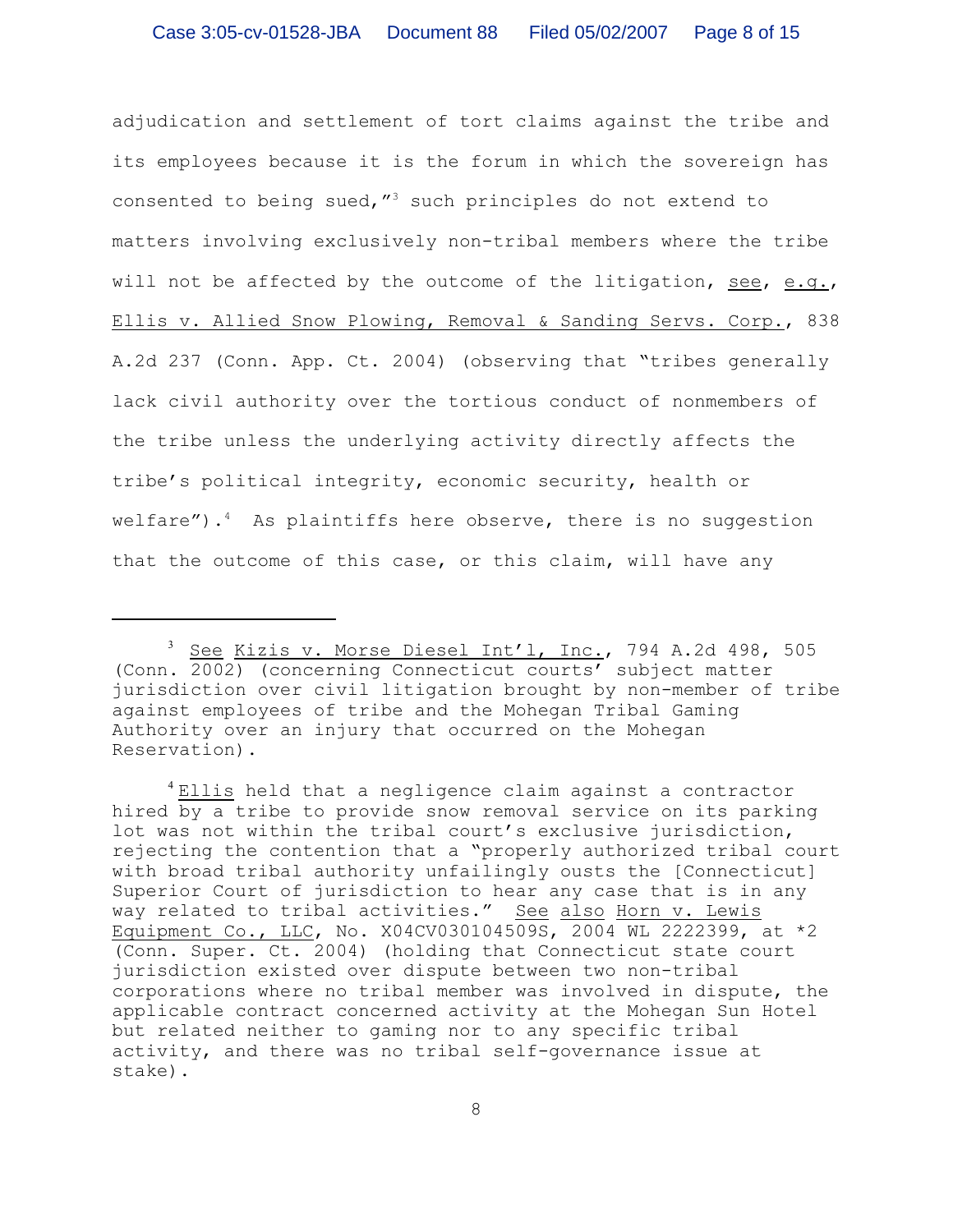adjudication and settlement of tort claims against the tribe and its employees because it is the forum in which the sovereign has consented to being sued,"[3] such principles do not extend to matters involving exclusively non-tribal members where the tribe will not be affected by the outcome of the litigation, see, e.g., Ellis v. Allied Snow Plowing, Removal & Sanding Servs. Corp., 838 A.2d 237 (Conn. App. Ct. 2004) (observing that "tribes generally lack civil authority over the tortious conduct of nonmembers of the tribe unless the underlying activity directly affects the tribe's political integrity, economic security, health or welfare").[4] As plaintiffs here observe, there is no suggestion that the outcome of this case, or this claim, will have any

---

[3] See Kizis v. Morse Diesel Int'l, Inc., 794 A.2d 498, 505 (Conn. 2002) (concerning Connecticut courts' subject matter jurisdiction over civil litigation brought by non-member of tribe against employees of tribe and the Mohegan Tribal Gaming Authority over an injury that occurred on the Mohegan Reservation).

[4] Ellis held that a negligence claim against a contractor hired by a tribe to provide snow removal service on its parking lot was not within the tribal court's exclusive jurisdiction, rejecting the contention that a "properly authorized tribal court with broad tribal authority unfailingly ousts the [Connecticut] Superior Court of jurisdiction to hear any case that is in any way related to tribal activities." See also Horn v. Lewis Equipment Co., LLC, No. X04CV030104509S, 2004 WL 2222399, at *2 (Conn. Super. Ct. 2004) (holding that Connecticut state court jurisdiction existed over dispute between two non-tribal corporations where no tribal member was involved in dispute, the applicable contract concerned activity at the Mohegan Sun Hotel but related neither to gaming nor to any specific tribal activity, and there was no tribal self-governance issue at stake).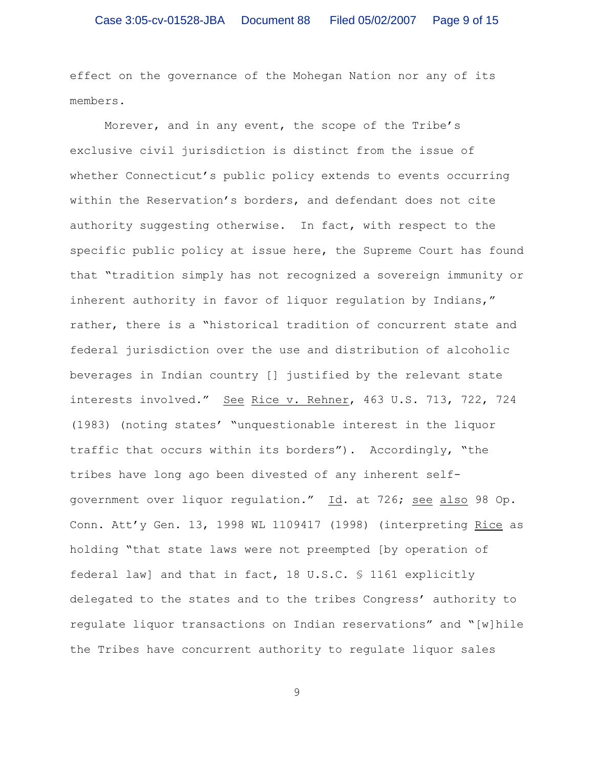effect on the governance of the Mohegan Nation nor any of its members.

Morever, and in any event, the scope of the Tribe's exclusive civil jurisdiction is distinct from the issue of whether Connecticut's public policy extends to events occurring within the Reservation's borders, and defendant does not cite authority suggesting otherwise. In fact, with respect to the specific public policy at issue here, the Supreme Court has found that "tradition simply has not recognized a sovereign immunity or inherent authority in favor of liquor regulation by Indians," rather, there is a "historical tradition of concurrent state and federal jurisdiction over the use and distribution of alcoholic beverages in Indian country [] justified by the relevant state interests involved." See Rice v. Rehner, 463 U.S. 713, 722, 724 (1983) (noting states' "unquestionable interest in the liquor traffic that occurs within its borders"). Accordingly, "the tribes have long ago been divested of any inherent self-government over liquor regulation." Id. at 726; see also 98 Op. Conn. Att'y Gen. 13, 1998 WL 1109417 (1998) (interpreting Rice as holding "that state laws were not preempted [by operation of federal law] and that in fact, 18 U.S.C. § 1161 explicitly delegated to the states and to the tribes Congress' authority to regulate liquor transactions on Indian reservations" and "[w]hile the Tribes have concurrent authority to regulate liquor sales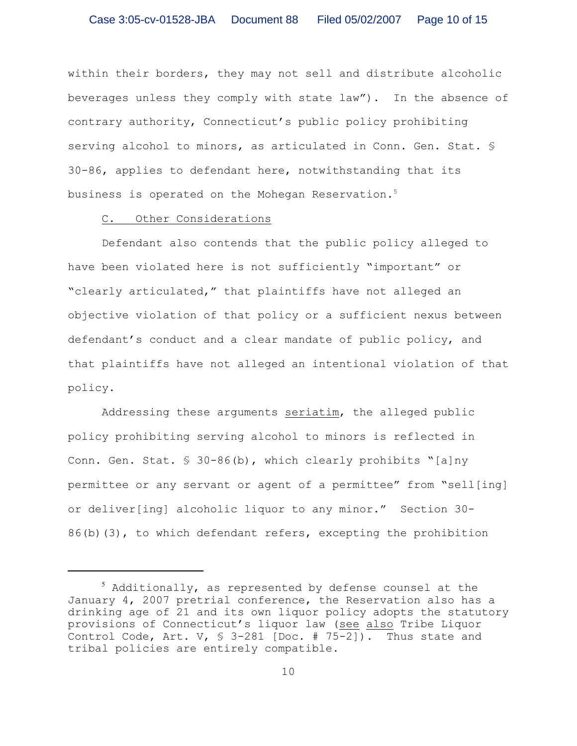within their borders, they may not sell and distribute alcoholic beverages unless they comply with state law"). In the absence of contrary authority, Connecticut's public policy prohibiting serving alcohol to minors, as articulated in Conn. Gen. Stat. § 30-86, applies to defendant here, notwithstanding that its business is operated on the Mohegan Reservation.[5]

C. <u>Other Considerations</u>

Defendant also contends that the public policy alleged to have been violated here is not sufficiently "important" or "clearly articulated," that plaintiffs have not alleged an objective violation of that policy or a sufficient nexus between defendant's conduct and a clear mandate of public policy, and that plaintiffs have not alleged an intentional violation of that policy.

Addressing these arguments <u>seriatim</u>, the alleged public policy prohibiting serving alcohol to minors is reflected in Conn. Gen. Stat. § 30-86(b), which clearly prohibits "[a]ny permittee or any servant or agent of a permittee" from "sell[ing] or deliver[ing] alcoholic liquor to any minor." Section 30-86(b)(3), to which defendant refers, excepting the prohibition

---

[5] Additionally, as represented by defense counsel at the January 4, 2007 pretrial conference, the Reservation also has a drinking age of 21 and its own liquor policy adopts the statutory provisions of Connecticut's liquor law (<u>see also</u> Tribe Liquor Control Code, Art. V, § 3-281 [Doc. # 75-2]). Thus state and tribal policies are entirely compatible.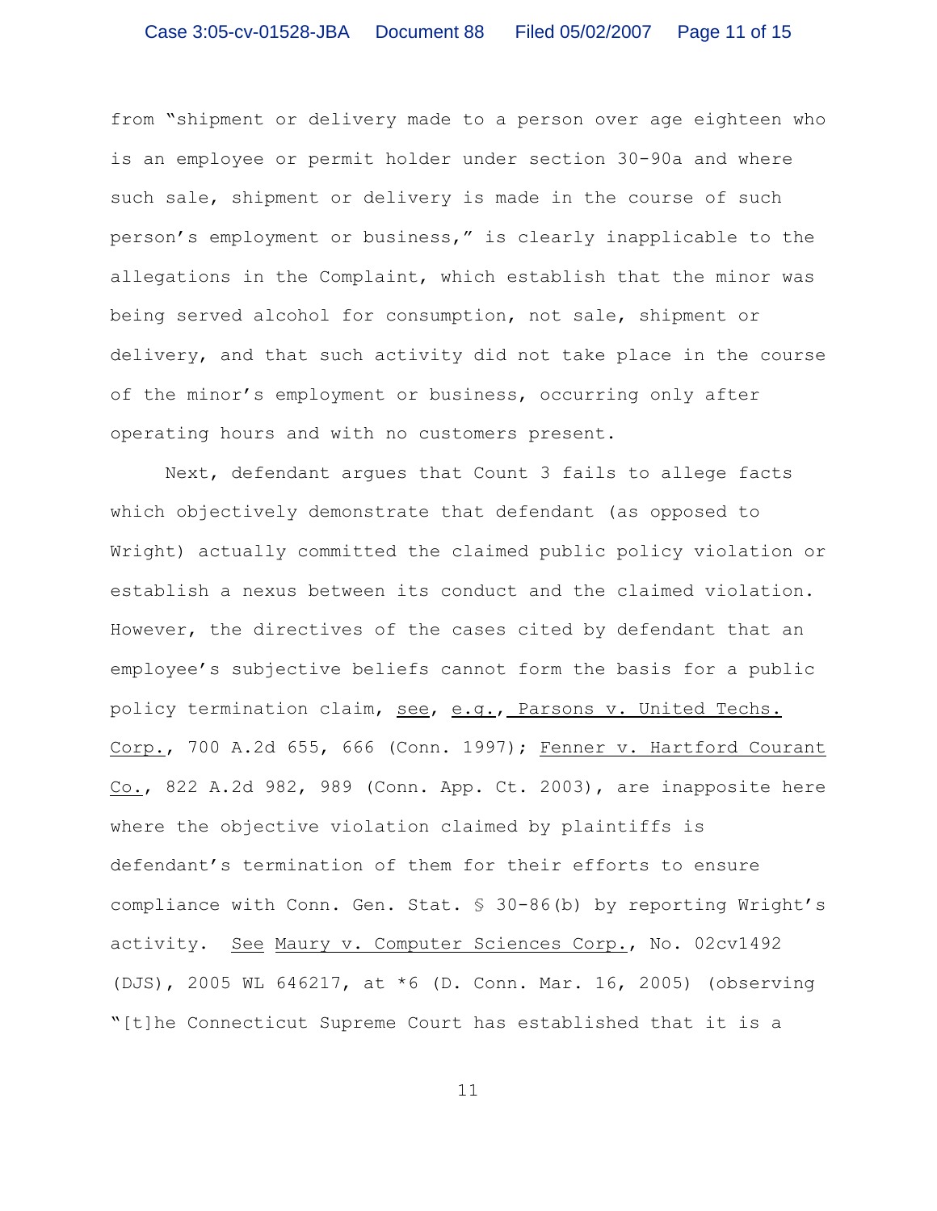from "shipment or delivery made to a person over age eighteen who is an employee or permit holder under section 30-90a and where such sale, shipment or delivery is made in the course of such person's employment or business," is clearly inapplicable to the allegations in the Complaint, which establish that the minor was being served alcohol for consumption, not sale, shipment or delivery, and that such activity did not take place in the course of the minor's employment or business, occurring only after operating hours and with no customers present.

Next, defendant argues that Count 3 fails to allege facts which objectively demonstrate that defendant (as opposed to Wright) actually committed the claimed public policy violation or establish a nexus between its conduct and the claimed violation. However, the directives of the cases cited by defendant that an employee's subjective beliefs cannot form the basis for a public policy termination claim, see, e.g., Parsons v. United Techs. Corp., 700 A.2d 655, 666 (Conn. 1997); Fenner v. Hartford Courant Co., 822 A.2d 982, 989 (Conn. App. Ct. 2003), are inapposite here where the objective violation claimed by plaintiffs is defendant's termination of them for their efforts to ensure compliance with Conn. Gen. Stat. § 30-86(b) by reporting Wright's activity. See Maury v. Computer Sciences Corp., No. 02cv1492 (DJS), 2005 WL 646217, at *6 (D. Conn. Mar. 16, 2005) (observing "[t]he Connecticut Supreme Court has established that it is a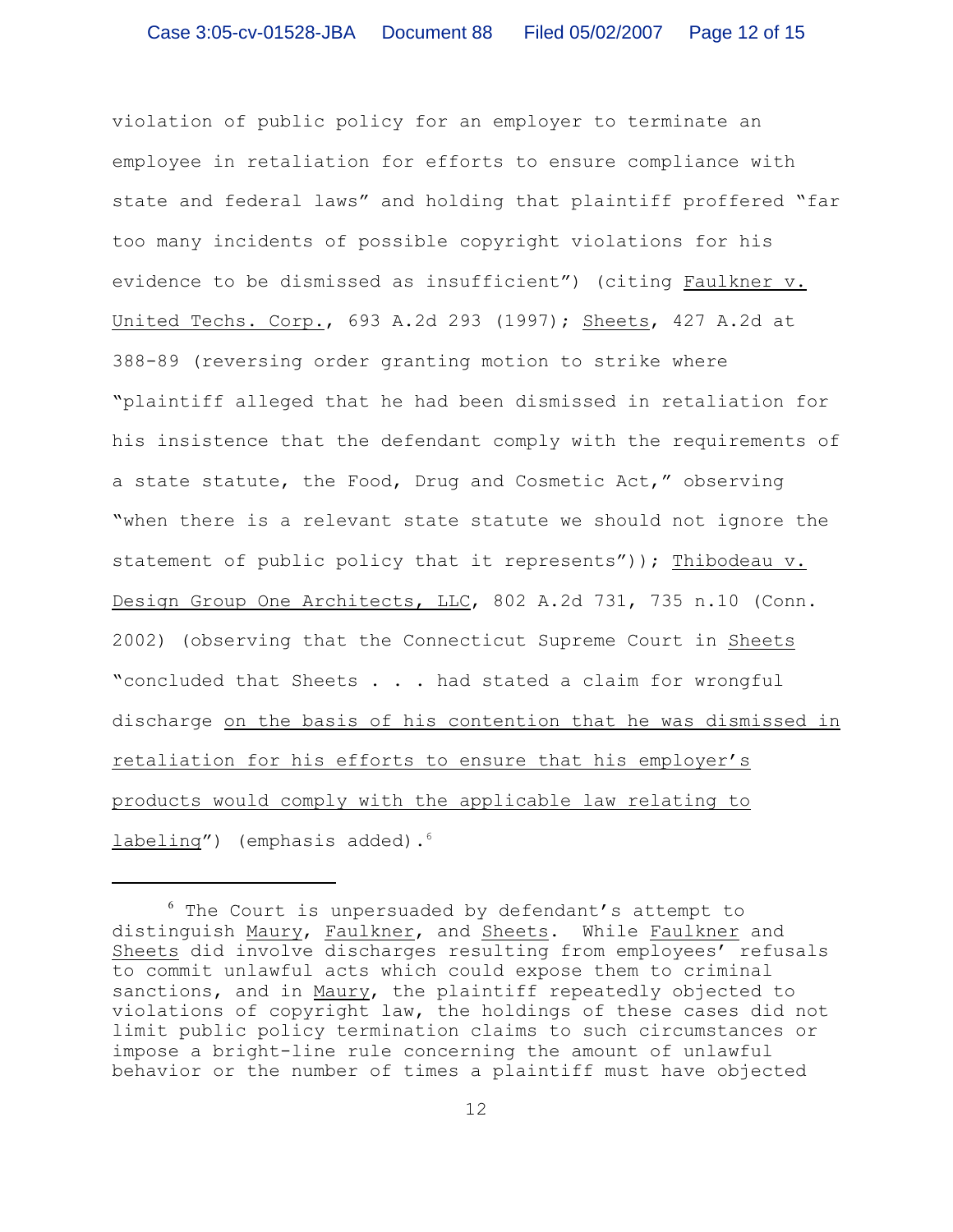violation of public policy for an employer to terminate an employee in retaliation for efforts to ensure compliance with state and federal laws" and holding that plaintiff proffered "far too many incidents of possible copyright violations for his evidence to be dismissed as insufficient") (citing Faulkner v. United Techs. Corp., 693 A.2d 293 (1997); Sheets, 427 A.2d at 388-89 (reversing order granting motion to strike where "plaintiff alleged that he had been dismissed in retaliation for his insistence that the defendant comply with the requirements of a state statute, the Food, Drug and Cosmetic Act," observing "when there is a relevant state statute we should not ignore the statement of public policy that it represents")); Thibodeau v. Design Group One Architects, LLC, 802 A.2d 731, 735 n.10 (Conn. 2002) (observing that the Connecticut Supreme Court in Sheets "concluded that Sheets . . . had stated a claim for wrongful discharge on the basis of his contention that he was dismissed in retaliation for his efforts to ensure that his employer's products would comply with the applicable law relating to labeling") (emphasis added).[6]

---

[6] The Court is unpersuaded by defendant's attempt to distinguish Maury, Faulkner, and Sheets. While Faulkner and Sheets did involve discharges resulting from employees' refusals to commit unlawful acts which could expose them to criminal sanctions, and in Maury, the plaintiff repeatedly objected to violations of copyright law, the holdings of these cases did not limit public policy termination claims to such circumstances or impose a bright-line rule concerning the amount of unlawful behavior or the number of times a plaintiff must have objected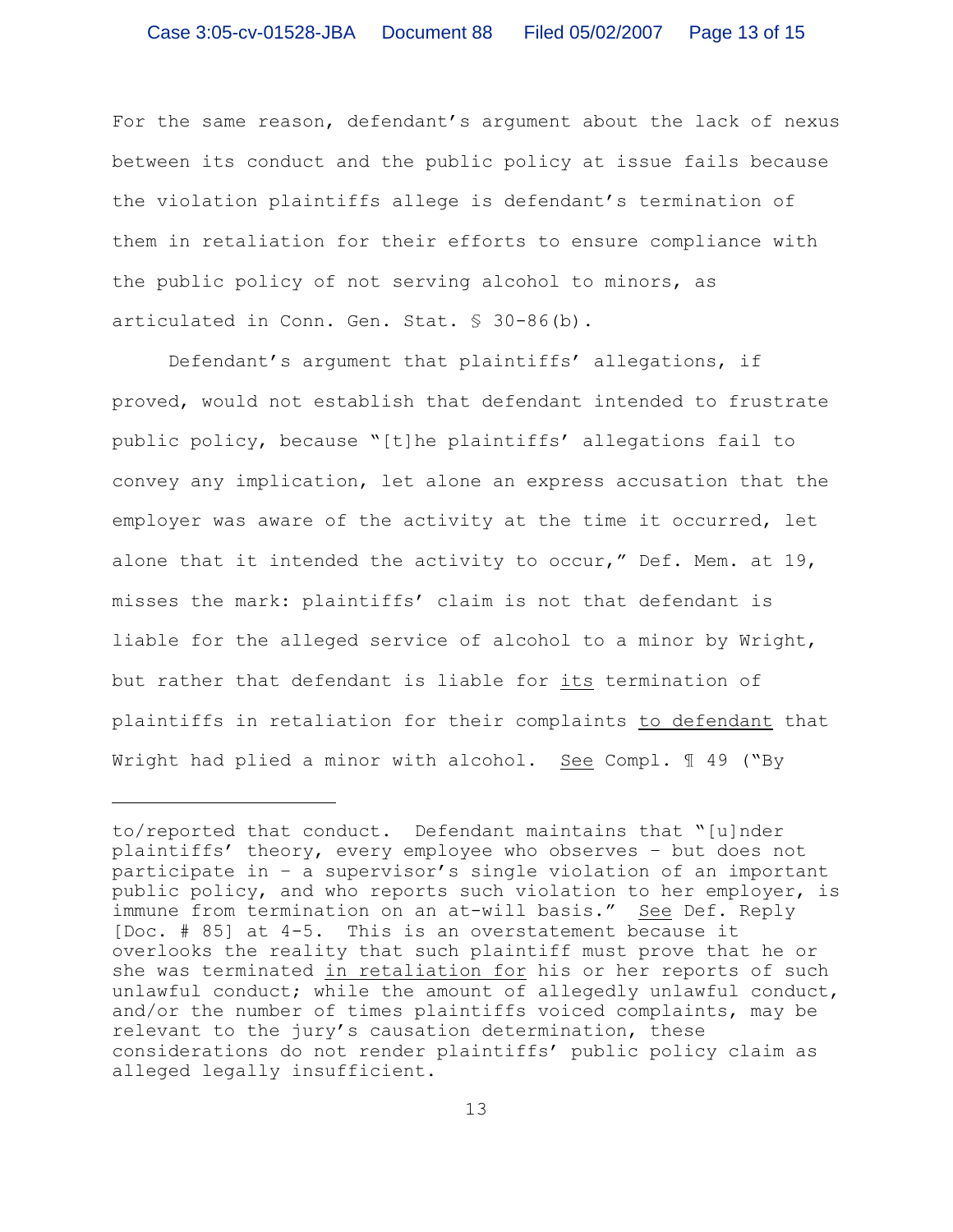For the same reason, defendant's argument about the lack of nexus between its conduct and the public policy at issue fails because the violation plaintiffs allege is defendant's termination of them in retaliation for their efforts to ensure compliance with the public policy of not serving alcohol to minors, as articulated in Conn. Gen. Stat. § 30-86(b).

Defendant's argument that plaintiffs' allegations, if proved, would not establish that defendant intended to frustrate public policy, because "[t]he plaintiffs' allegations fail to convey any implication, let alone an express accusation that the employer was aware of the activity at the time it occurred, let alone that it intended the activity to occur," Def. Mem. at 19, misses the mark: plaintiffs' claim is not that defendant is liable for the alleged service of alcohol to a minor by Wright, but rather that defendant is liable for <u>its</u> termination of plaintiffs in retaliation for their complaints <u>to defendant</u> that Wright had plied a minor with alcohol. <u>See</u> Compl. ¶ 49 ("By

---

to/reported that conduct. Defendant maintains that "[u]nder plaintiffs' theory, every employee who observes – but does not participate in – a supervisor's single violation of an important public policy, and who reports such violation to her employer, is immune from termination on an at-will basis." <u>See</u> Def. Reply [Doc. # 85] at 4-5. This is an overstatement because it overlooks the reality that such plaintiff must prove that he or she was terminated <u>in retaliation for</u> his or her reports of such unlawful conduct; while the amount of allegedly unlawful conduct, and/or the number of times plaintiffs voiced complaints, may be relevant to the jury's causation determination, these considerations do not render plaintiffs' public policy claim as alleged legally insufficient.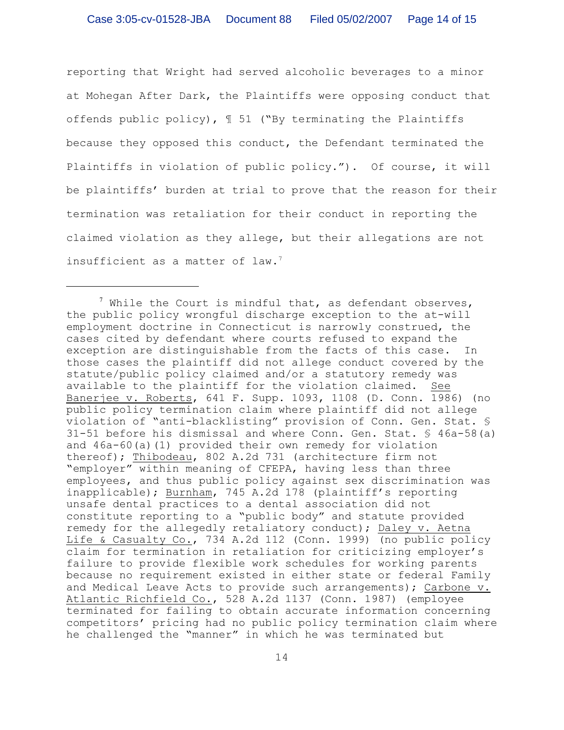reporting that Wright had served alcoholic beverages to a minor at Mohegan After Dark, the Plaintiffs were opposing conduct that offends public policy), ¶ 51 ("By terminating the Plaintiffs because they opposed this conduct, the Defendant terminated the Plaintiffs in violation of public policy."). Of course, it will be plaintiffs' burden at trial to prove that the reason for their termination was retaliation for their conduct in reporting the claimed violation as they allege, but their allegations are not insufficient as a matter of law.[7]

---

[7] While the Court is mindful that, as defendant observes, the public policy wrongful discharge exception to the at-will employment doctrine in Connecticut is narrowly construed, the cases cited by defendant where courts refused to expand the exception are distinguishable from the facts of this case. In those cases the plaintiff did not allege conduct covered by the statute/public policy claimed and/or a statutory remedy was available to the plaintiff for the violation claimed. See Banerjee v. Roberts, 641 F. Supp. 1093, 1108 (D. Conn. 1986) (no public policy termination claim where plaintiff did not allege violation of "anti-blacklisting" provision of Conn. Gen. Stat. § 31-51 before his dismissal and where Conn. Gen. Stat. § 46a-58(a) and 46a-60(a)(1) provided their own remedy for violation thereof); Thibodeau, 802 A.2d 731 (architecture firm not "employer" within meaning of CFEPA, having less than three employees, and thus public policy against sex discrimination was inapplicable); Burnham, 745 A.2d 178 (plaintiff's reporting unsafe dental practices to a dental association did not constitute reporting to a "public body" and statute provided remedy for the allegedly retaliatory conduct); Daley v. Aetna Life & Casualty Co., 734 A.2d 112 (Conn. 1999) (no public policy claim for termination in retaliation for criticizing employer's failure to provide flexible work schedules for working parents because no requirement existed in either state or federal Family and Medical Leave Acts to provide such arrangements); Carbone v. Atlantic Richfield Co., 528 A.2d 1137 (Conn. 1987) (employee terminated for failing to obtain accurate information concerning competitors' pricing had no public policy termination claim where he challenged the "manner" in which he was terminated but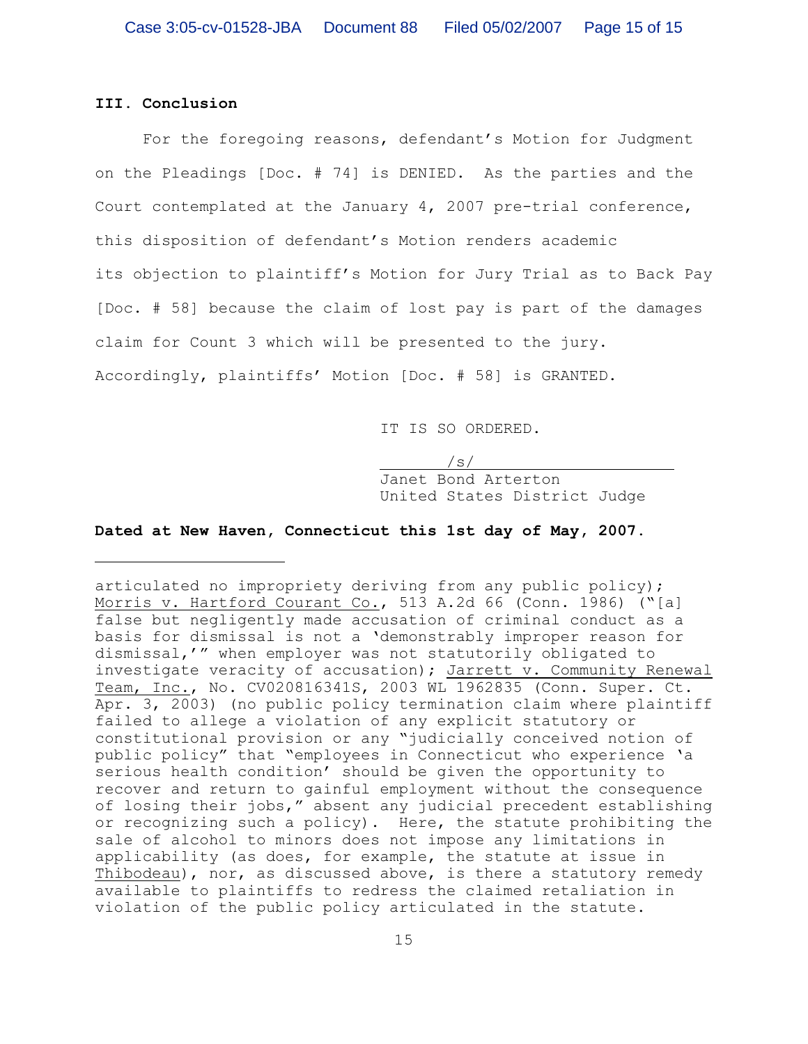### III. Conclusion

For the foregoing reasons, defendant's Motion for Judgment on the Pleadings [Doc. # 74] is DENIED. As the parties and the Court contemplated at the January 4, 2007 pre-trial conference, this disposition of defendant's Motion renders academic its objection to plaintiff's Motion for Jury Trial as to Back Pay [Doc. # 58] because the claim of lost pay is part of the damages claim for Count 3 which will be presented to the jury. Accordingly, plaintiffs' Motion [Doc. # 58] is GRANTED.

IT IS SO ORDERED.

/s/
Janet Bond Arterton
United States District Judge

**Dated at New Haven, Connecticut this 1st day of May, 2007.**

---

articulated no impropriety deriving from any public policy); Morris v. Hartford Courant Co., 513 A.2d 66 (Conn. 1986) ("[a] false but negligently made accusation of criminal conduct as a basis for dismissal is not a 'demonstrably improper reason for dismissal,'" when employer was not statutorily obligated to investigate veracity of accusation); Jarrett v. Community Renewal Team, Inc., No. CV020816341S, 2003 WL 1962835 (Conn. Super. Ct. Apr. 3, 2003) (no public policy termination claim where plaintiff failed to allege a violation of any explicit statutory or constitutional provision or any "judicially conceived notion of public policy" that "employees in Connecticut who experience 'a serious health condition' should be given the opportunity to recover and return to gainful employment without the consequence of losing their jobs," absent any judicial precedent establishing or recognizing such a policy). Here, the statute prohibiting the sale of alcohol to minors does not impose any limitations in applicability (as does, for example, the statute at issue in Thibodeau), nor, as discussed above, is there a statutory remedy available to plaintiffs to redress the claimed retaliation in violation of the public policy articulated in the statute.